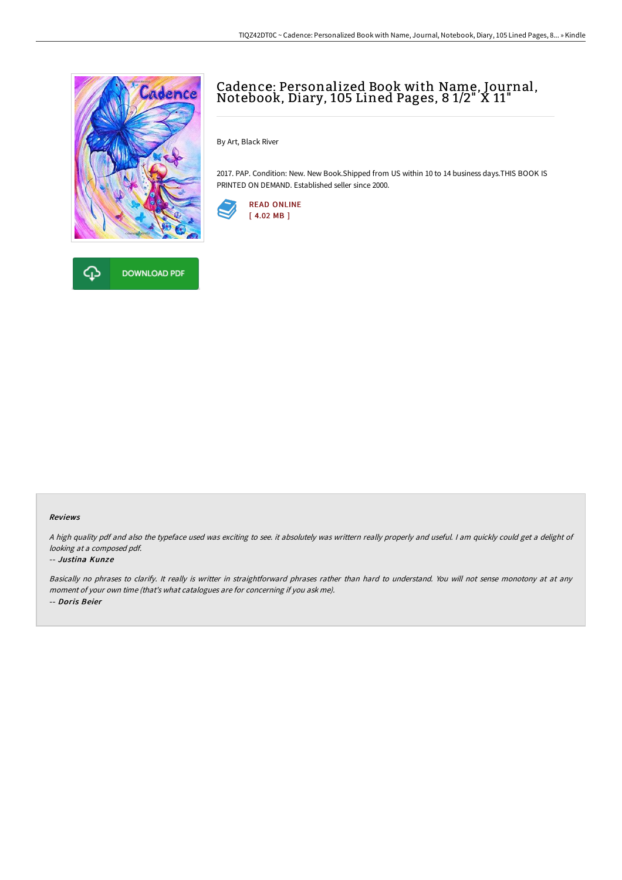# Cadence: Personalized Book with Name, Journal, Notebook, Diary, 105 Lined Pages, 8 1/2" X 11"

By Art, Black River

2017. PAP. Condition: New. New Book.Shipped from US within 10 to 14 business days.THIS BOOK IS PRINTED ON DEMAND. Established seller since 2000.

READ ONLINE
[ 4.02 MB ]

DOWNLOAD PDF

#### Reviews

*A high quality pdf and also the typeface used was exciting to see. it absolutely was writtern really properly and useful. I am quickly could get a delight of looking at a composed pdf.*

-- ***Justina Kunze***

*Basically no phrases to clarify. It really is writter in straightforward phrases rather than hard to understand. You will not sense monotony at at any moment of your own time (that's what catalogues are for concerning if you ask me).*

-- ***Doris Beier***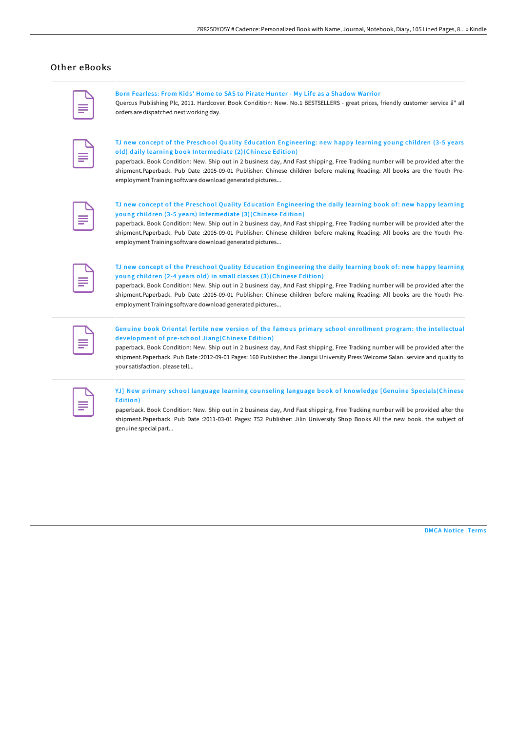## Other eBooks

Born Fearless: From Kids' Home to SAS to Pirate Hunter - My Life as a Shadow Warrior

Quercus Publishing Plc, 2011. Hardcover. Book Condition: New. No.1 BESTSELLERS - great prices, friendly customer service â" all orders are dispatched next working day.

TJ new concept of the Preschool Quality Education Engineering: new happy learning young children (3-5 years old) daily learning book Intermediate (2)(Chinese Edition)

paperback. Book Condition: New. Ship out in 2 business day, And Fast shipping, Free Tracking number will be provided after the shipment.Paperback. Pub Date :2005-09-01 Publisher: Chinese children before making Reading: All books are the Youth Pre-employment Training software download generated pictures...

TJ new concept of the Preschool Quality Education Engineering the daily learning book of: new happy learning young children (3-5 years) Intermediate (3)(Chinese Edition)

paperback. Book Condition: New. Ship out in 2 business day, And Fast shipping, Free Tracking number will be provided after the shipment.Paperback. Pub Date :2005-09-01 Publisher: Chinese children before making Reading: All books are the Youth Pre-employment Training software download generated pictures...

TJ new concept of the Preschool Quality Education Engineering the daily learning book of: new happy learning young children (2-4 years old) in small classes (3)(Chinese Edition)

paperback. Book Condition: New. Ship out in 2 business day, And Fast shipping, Free Tracking number will be provided after the shipment.Paperback. Pub Date :2005-09-01 Publisher: Chinese children before making Reading: All books are the Youth Pre-employment Training software download generated pictures...

Genuine book Oriental fertile new version of the famous primary school enrollment program: the intellectual development of pre-school Jiang(Chinese Edition)

paperback. Book Condition: New. Ship out in 2 business day, And Fast shipping, Free Tracking number will be provided after the shipment.Paperback. Pub Date :2012-09-01 Pages: 160 Publisher: the Jiangxi University Press Welcome Salan. service and quality to your satisfaction. please tell...

YJ] New primary school language learning counseling language book of knowledge [Genuine Specials(Chinese Edition)

paperback. Book Condition: New. Ship out in 2 business day, And Fast shipping, Free Tracking number will be provided after the shipment.Paperback. Pub Date :2011-03-01 Pages: 752 Publisher: Jilin University Shop Books All the new book. the subject of genuine special part...